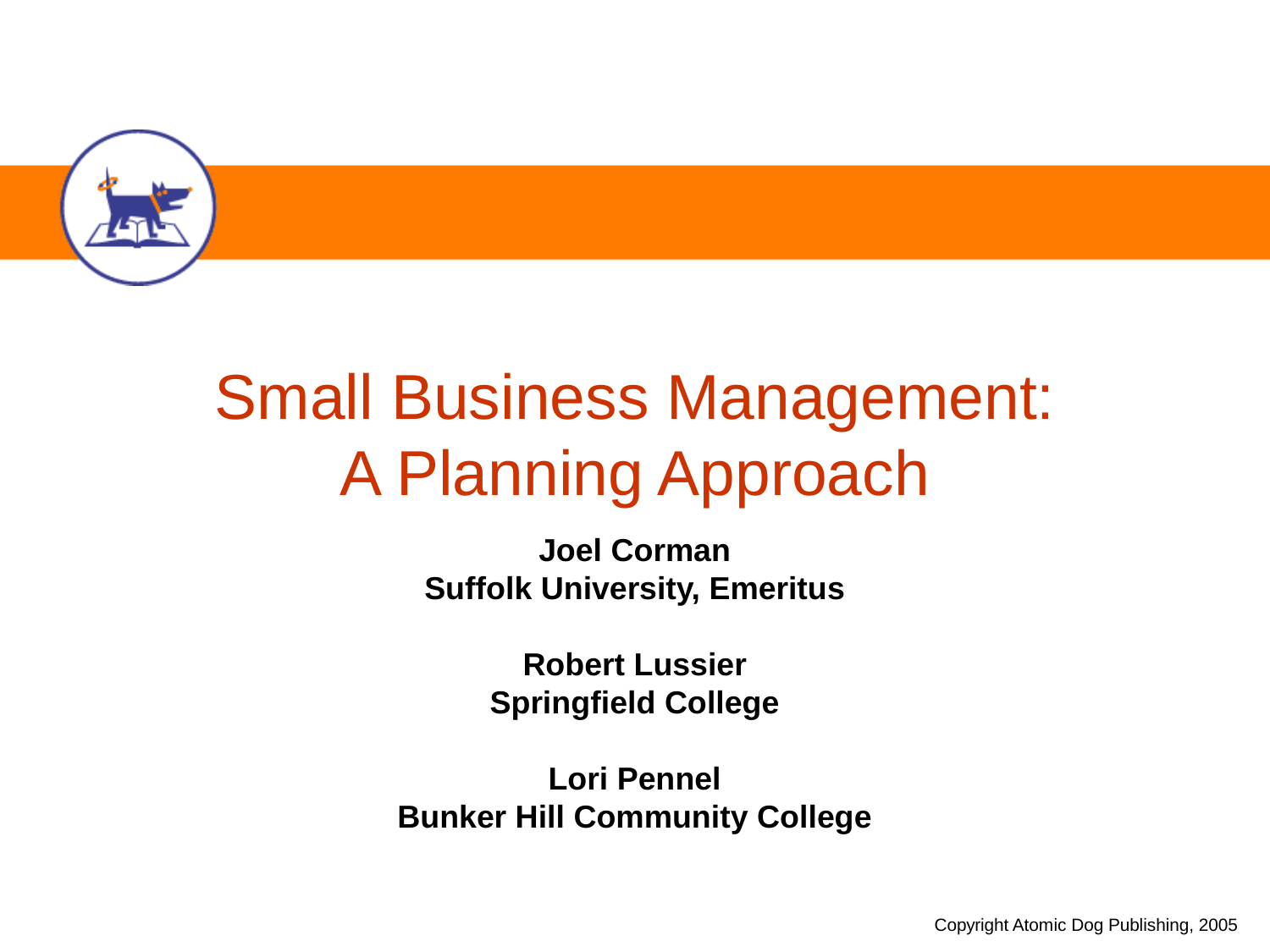# Small Business Management: A Planning Approach

**Joel Corman**
**Suffolk University, Emeritus**

**Robert Lussier**
**Springfield College**

**Lori Pennel**
**Bunker Hill Community College**

Copyright Atomic Dog Publishing, 2005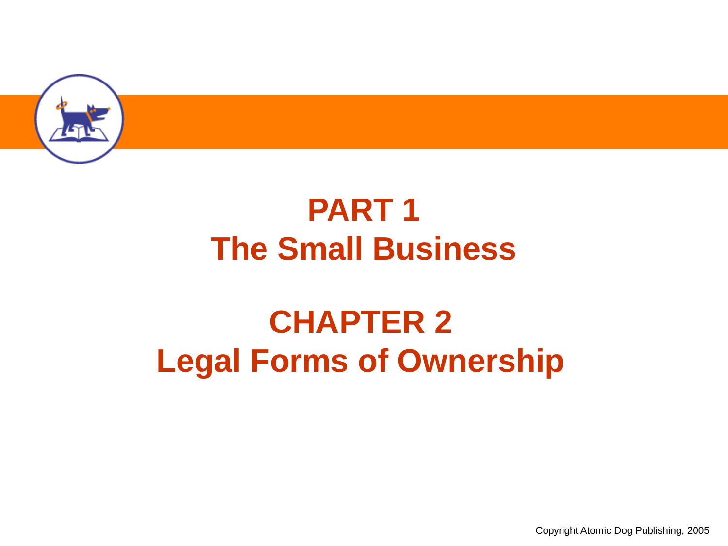# PART 1
# The Small Business

# CHAPTER 2
# Legal Forms of Ownership

Copyright Atomic Dog Publishing, 2005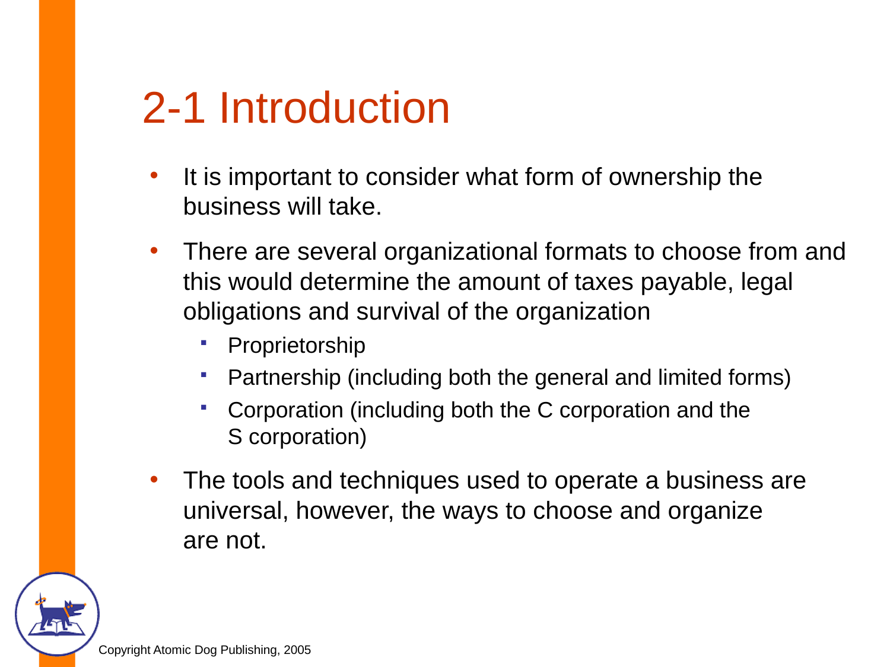# 2-1 Introduction

- It is important to consider what form of ownership the business will take.
- There are several organizational formats to choose from and this would determine the amount of taxes payable, legal obligations and survival of the organization
  - Proprietorship
  - Partnership (including both the general and limited forms)
  - Corporation (including both the C corporation and the S corporation)
- The tools and techniques used to operate a business are universal, however, the ways to choose and organize are not.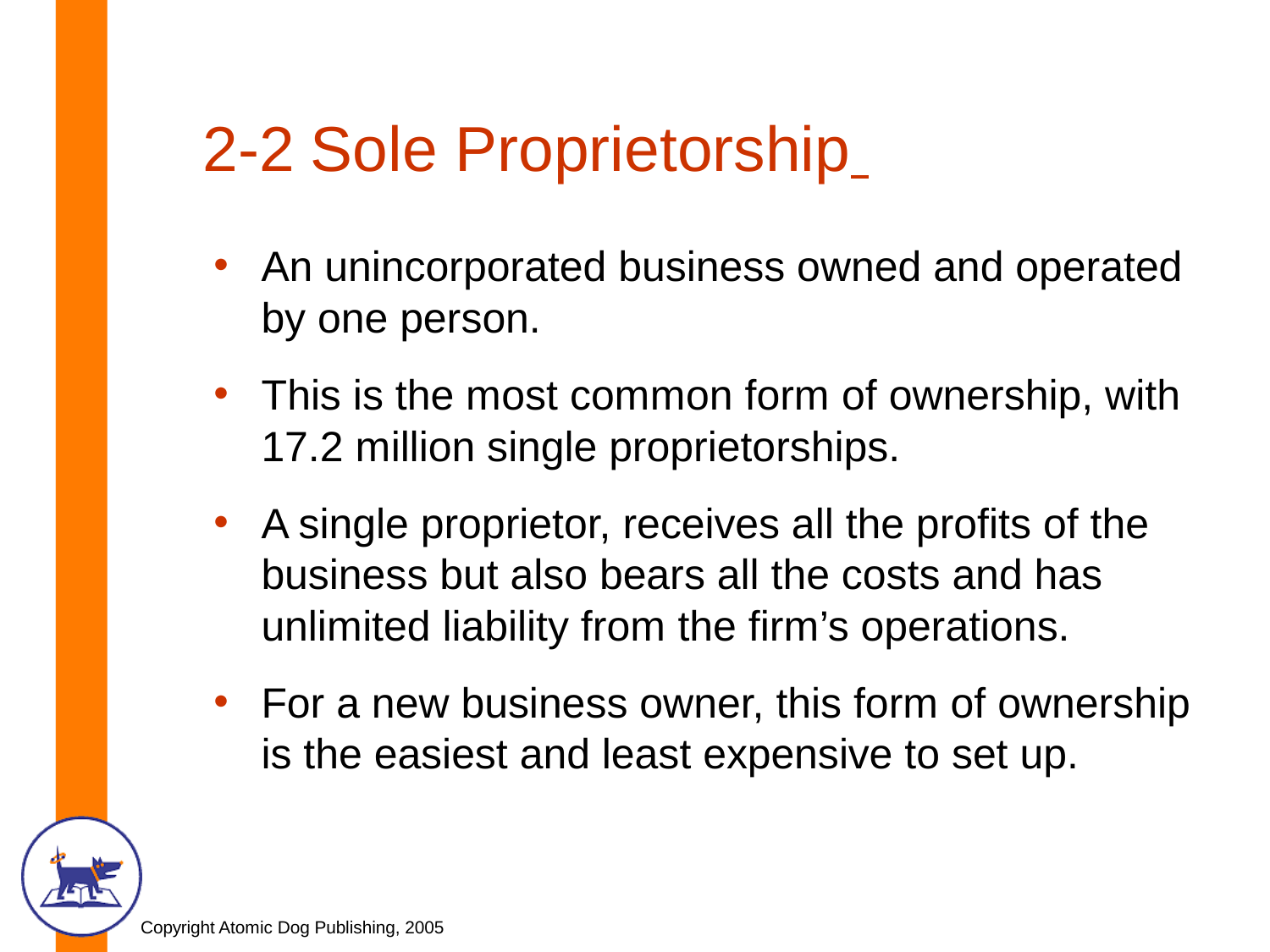# 2-2 Sole Proprietorship

- An unincorporated business owned and operated by one person.
- This is the most common form of ownership, with 17.2 million single proprietorships.
- A single proprietor, receives all the profits of the business but also bears all the costs and has unlimited liability from the firm's operations.
- For a new business owner, this form of ownership is the easiest and least expensive to set up.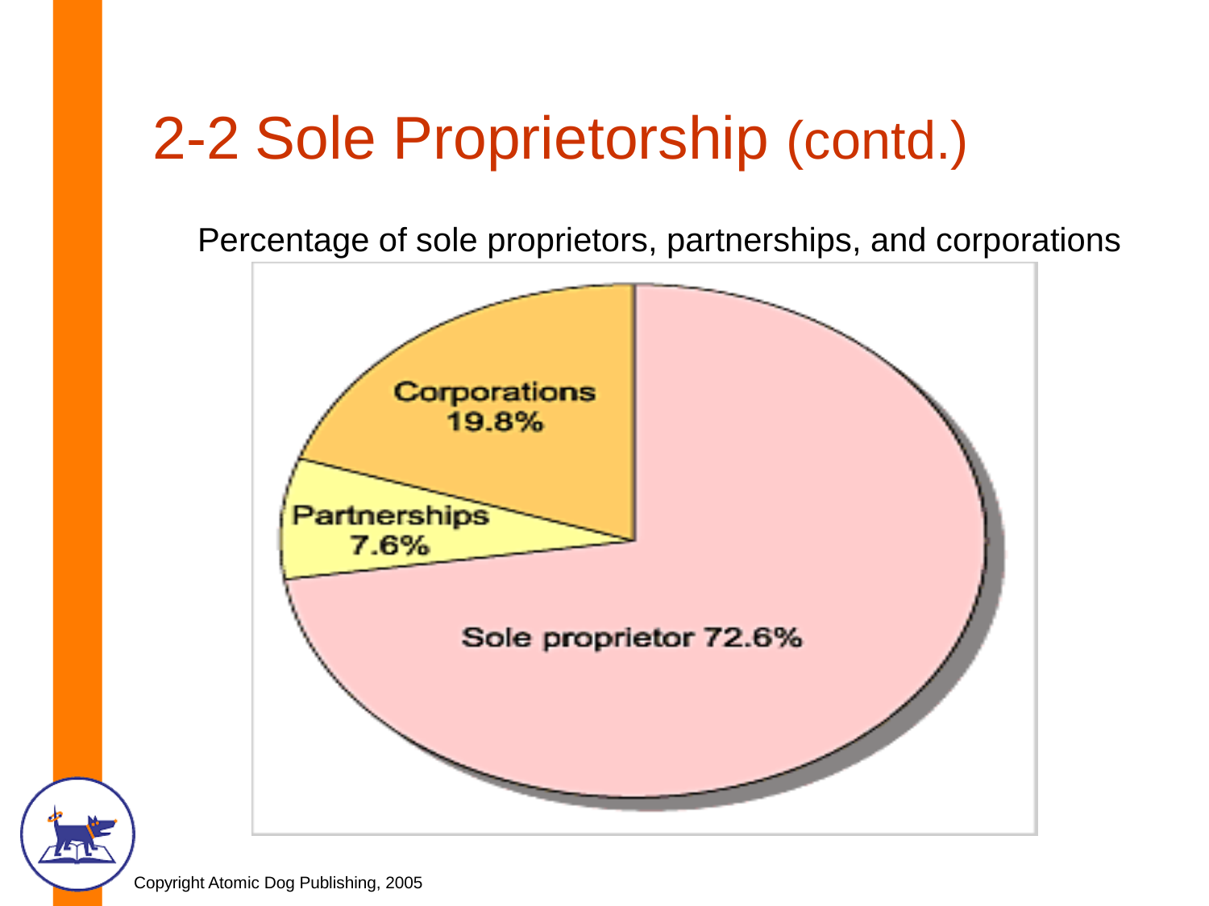# 2-2 Sole Proprietorship (contd.)

Percentage of sole proprietors, partnerships, and corporations

Corporations 19.8%

Partnerships 7.6%

Sole proprietor 72.6%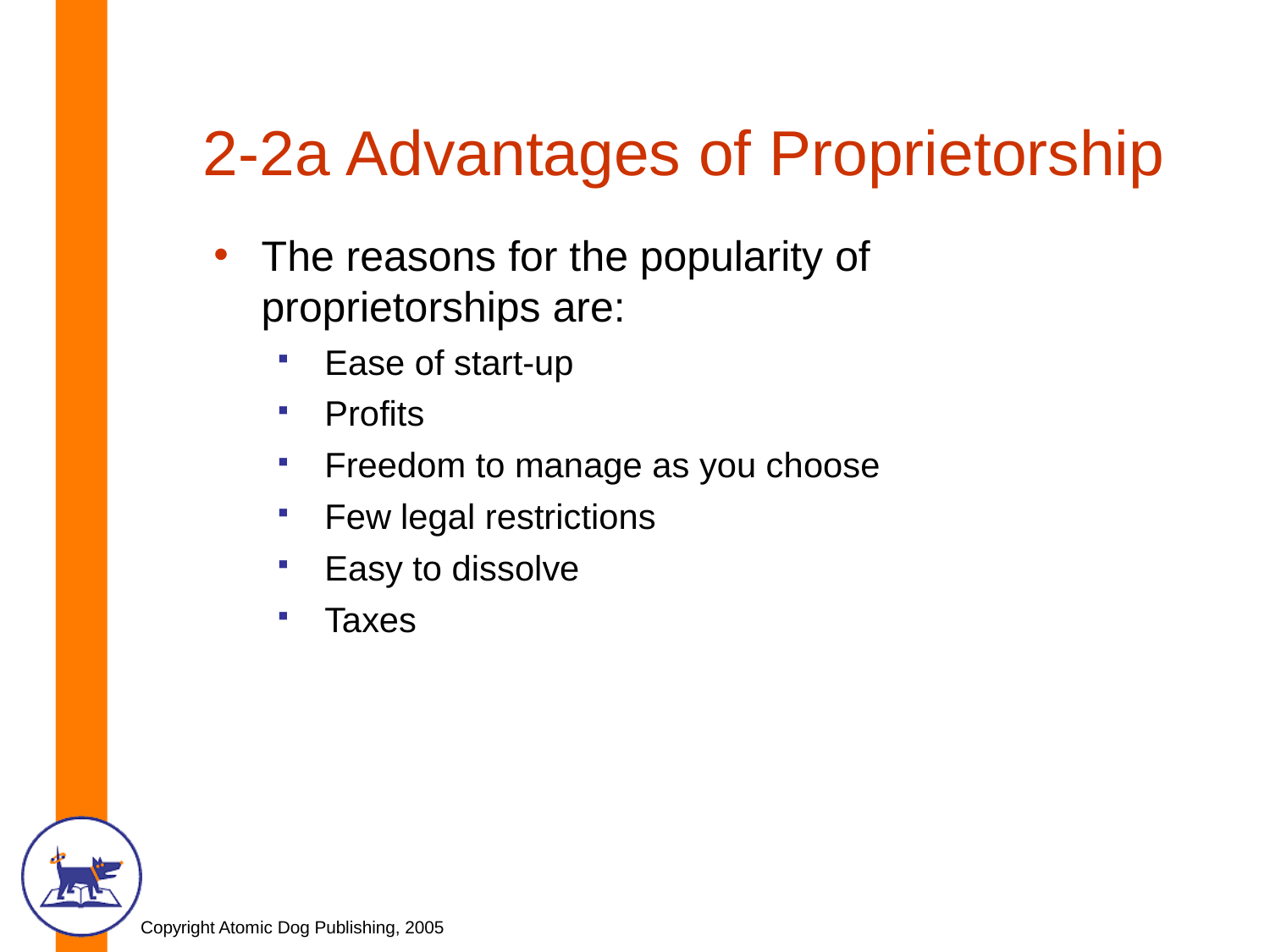# 2-2a Advantages of Proprietorship

- The reasons for the popularity of proprietorships are:
  - Ease of start-up
  - Profits
  - Freedom to manage as you choose
  - Few legal restrictions
  - Easy to dissolve
  - Taxes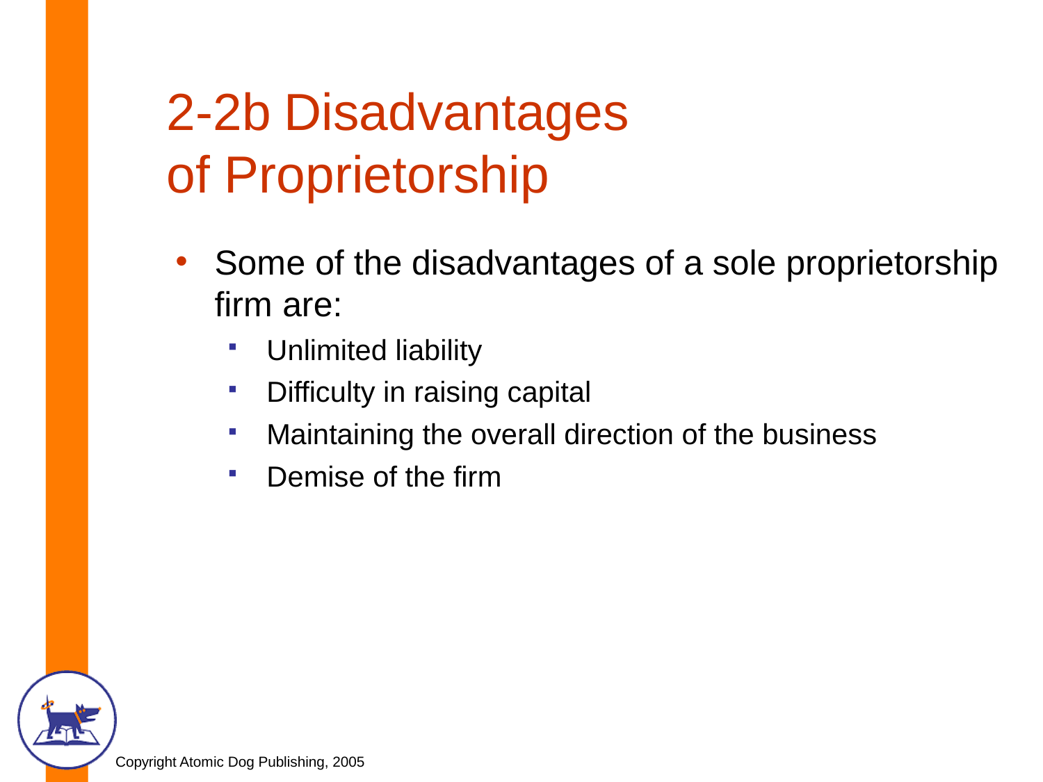# 2-2b Disadvantages of Proprietorship

- Some of the disadvantages of a sole proprietorship firm are:
  - Unlimited liability
  - Difficulty in raising capital
  - Maintaining the overall direction of the business
  - Demise of the firm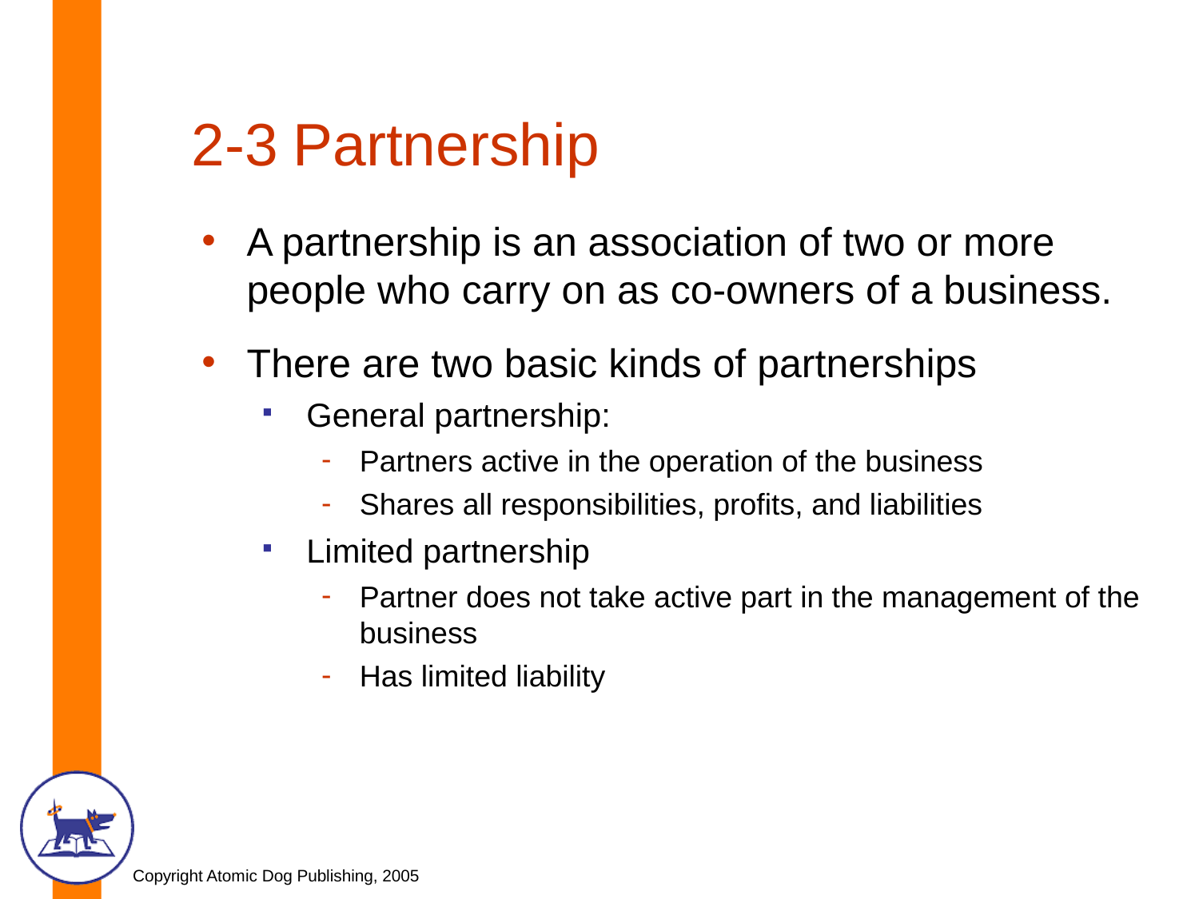# 2-3 Partnership

- A partnership is an association of two or more people who carry on as co-owners of a business.
- There are two basic kinds of partnerships
  - General partnership:
    - Partners active in the operation of the business
    - Shares all responsibilities, profits, and liabilities
  - Limited partnership
    - Partner does not take active part in the management of the business
    - Has limited liability

Copyright Atomic Dog Publishing, 2005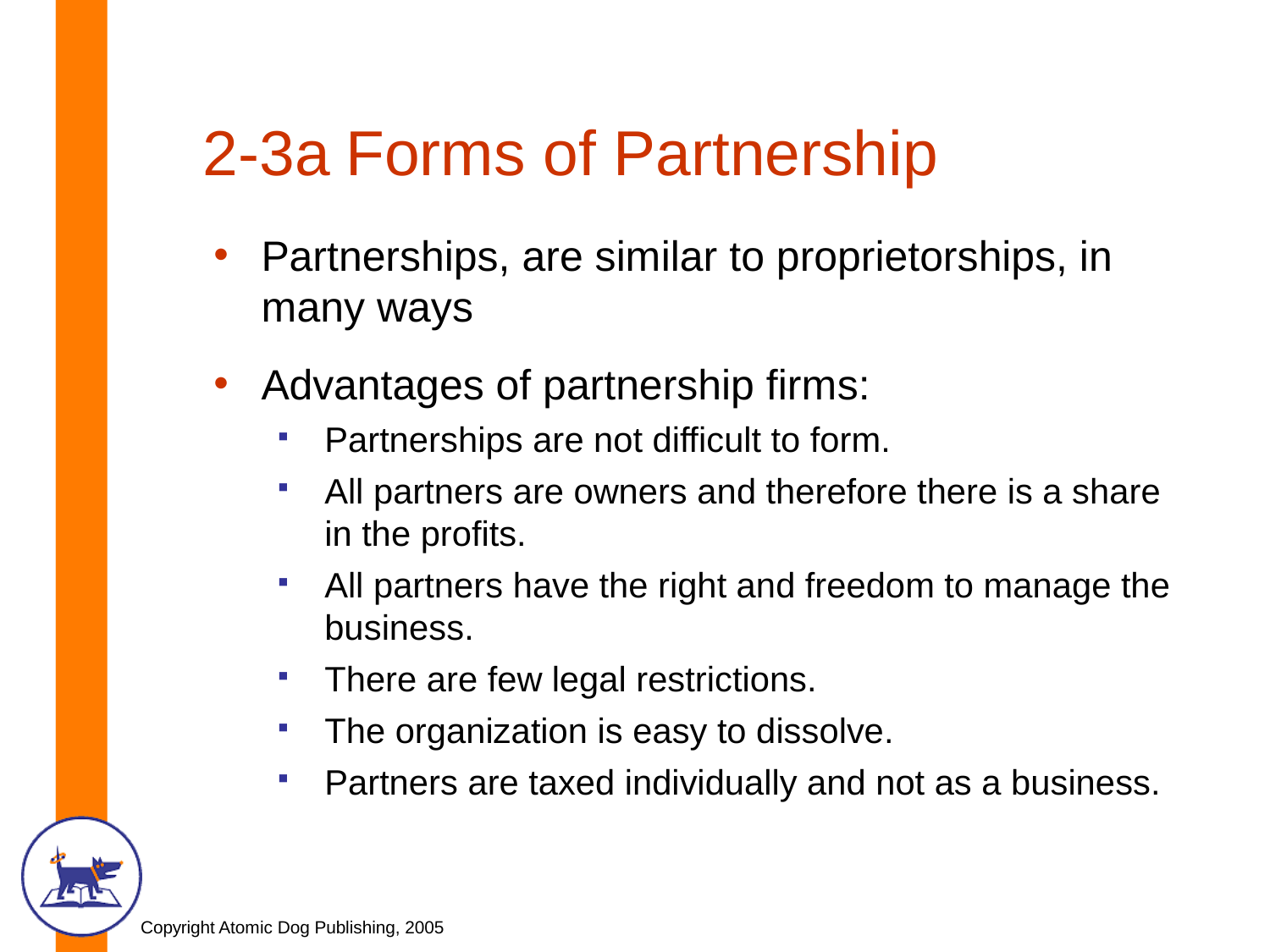# 2-3a Forms of Partnership

- Partnerships, are similar to proprietorships, in many ways
- Advantages of partnership firms:
  - Partnerships are not difficult to form.
  - All partners are owners and therefore there is a share in the profits.
  - All partners have the right and freedom to manage the business.
  - There are few legal restrictions.
  - The organization is easy to dissolve.
  - Partners are taxed individually and not as a business.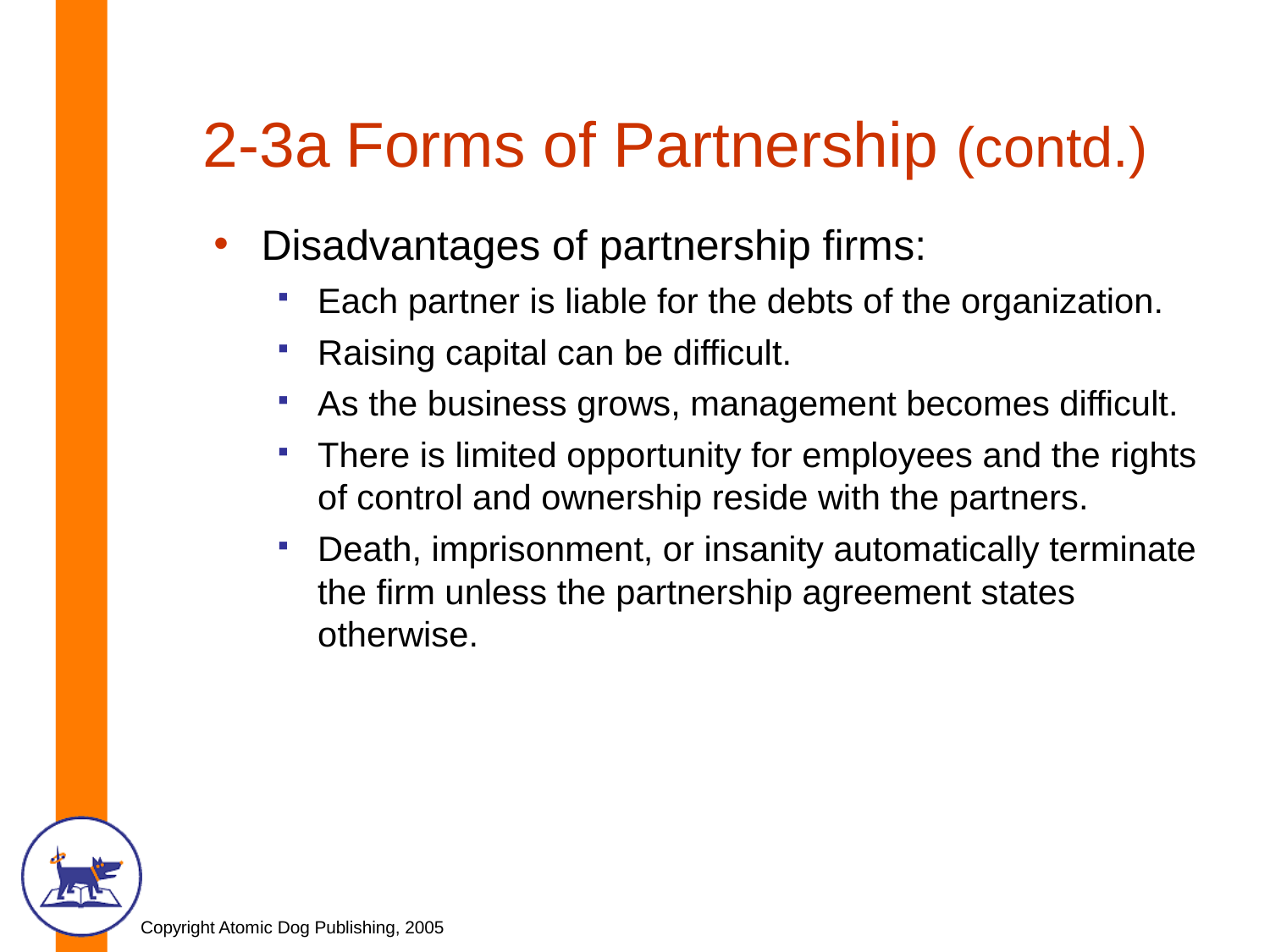# 2-3a Forms of Partnership (contd.)

- Disadvantages of partnership firms:
  - Each partner is liable for the debts of the organization.
  - Raising capital can be difficult.
  - As the business grows, management becomes difficult.
  - There is limited opportunity for employees and the rights of control and ownership reside with the partners.
  - Death, imprisonment, or insanity automatically terminate the firm unless the partnership agreement states otherwise.

Copyright Atomic Dog Publishing, 2005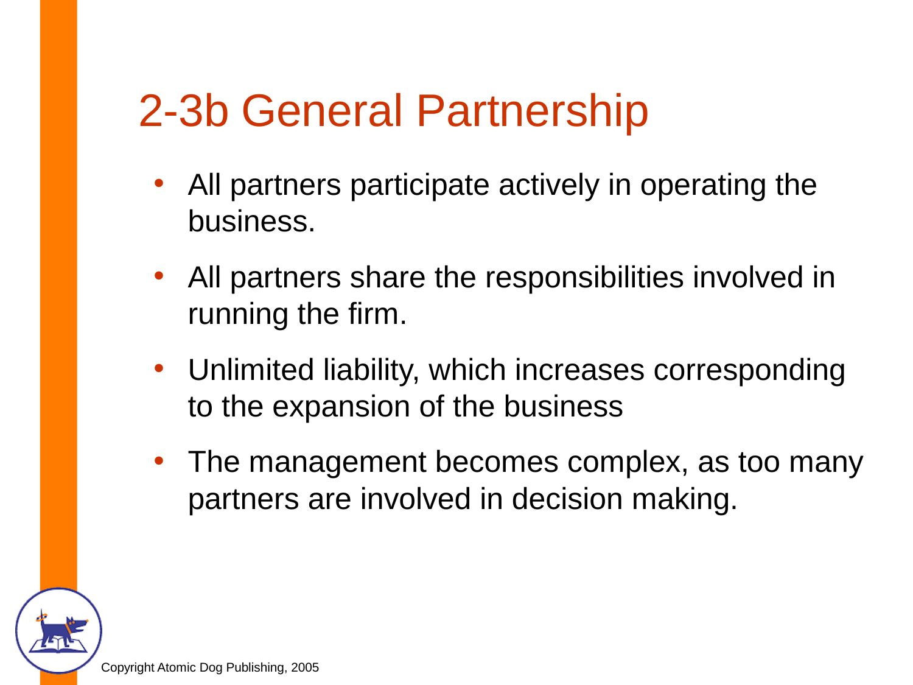# 2-3b General Partnership

- All partners participate actively in operating the business.
- All partners share the responsibilities involved in running the firm.
- Unlimited liability, which increases corresponding to the expansion of the business
- The management becomes complex, as too many partners are involved in decision making.

Copyright Atomic Dog Publishing, 2005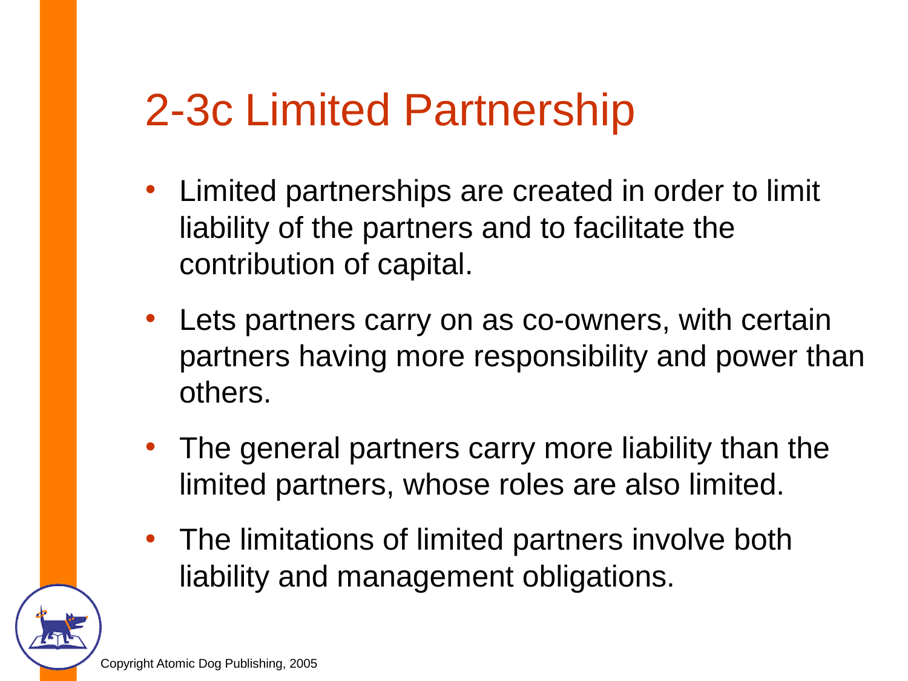# 2-3c Limited Partnership

- Limited partnerships are created in order to limit liability of the partners and to facilitate the contribution of capital.
- Lets partners carry on as co-owners, with certain partners having more responsibility and power than others.
- The general partners carry more liability than the limited partners, whose roles are also limited.
- The limitations of limited partners involve both liability and management obligations.

Copyright Atomic Dog Publishing, 2005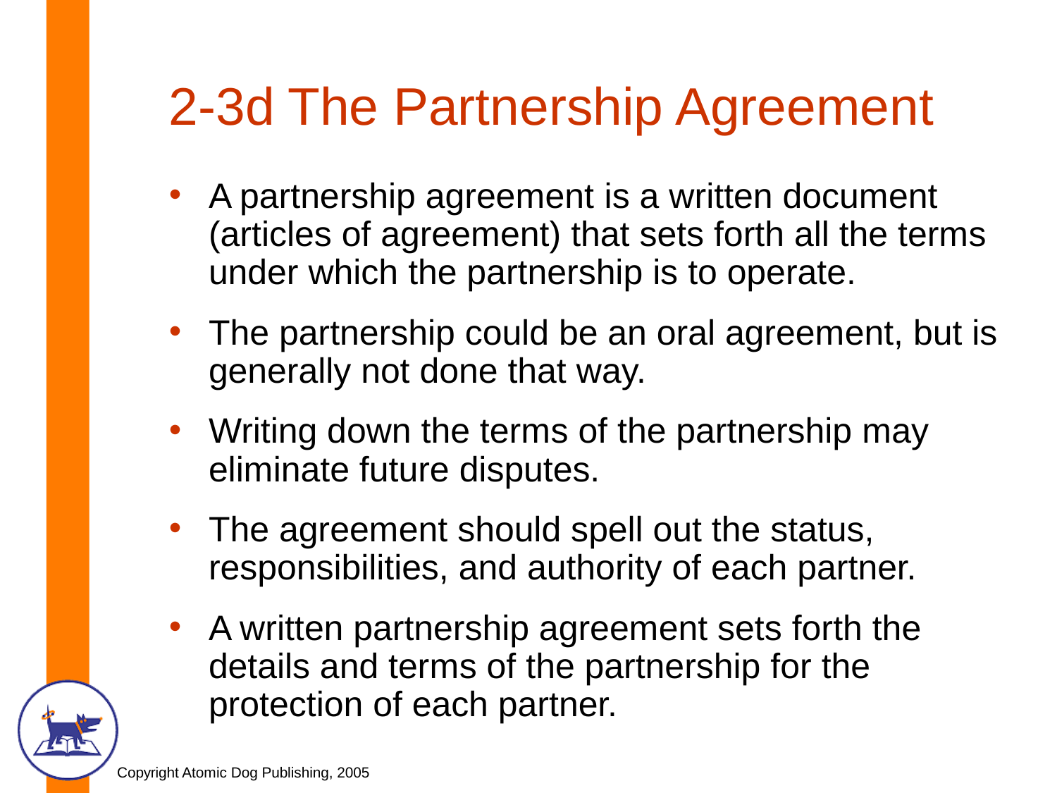# 2-3d The Partnership Agreement

- A partnership agreement is a written document (articles of agreement) that sets forth all the terms under which the partnership is to operate.
- The partnership could be an oral agreement, but is generally not done that way.
- Writing down the terms of the partnership may eliminate future disputes.
- The agreement should spell out the status, responsibilities, and authority of each partner.
- A written partnership agreement sets forth the details and terms of the partnership for the protection of each partner.

Copyright Atomic Dog Publishing, 2005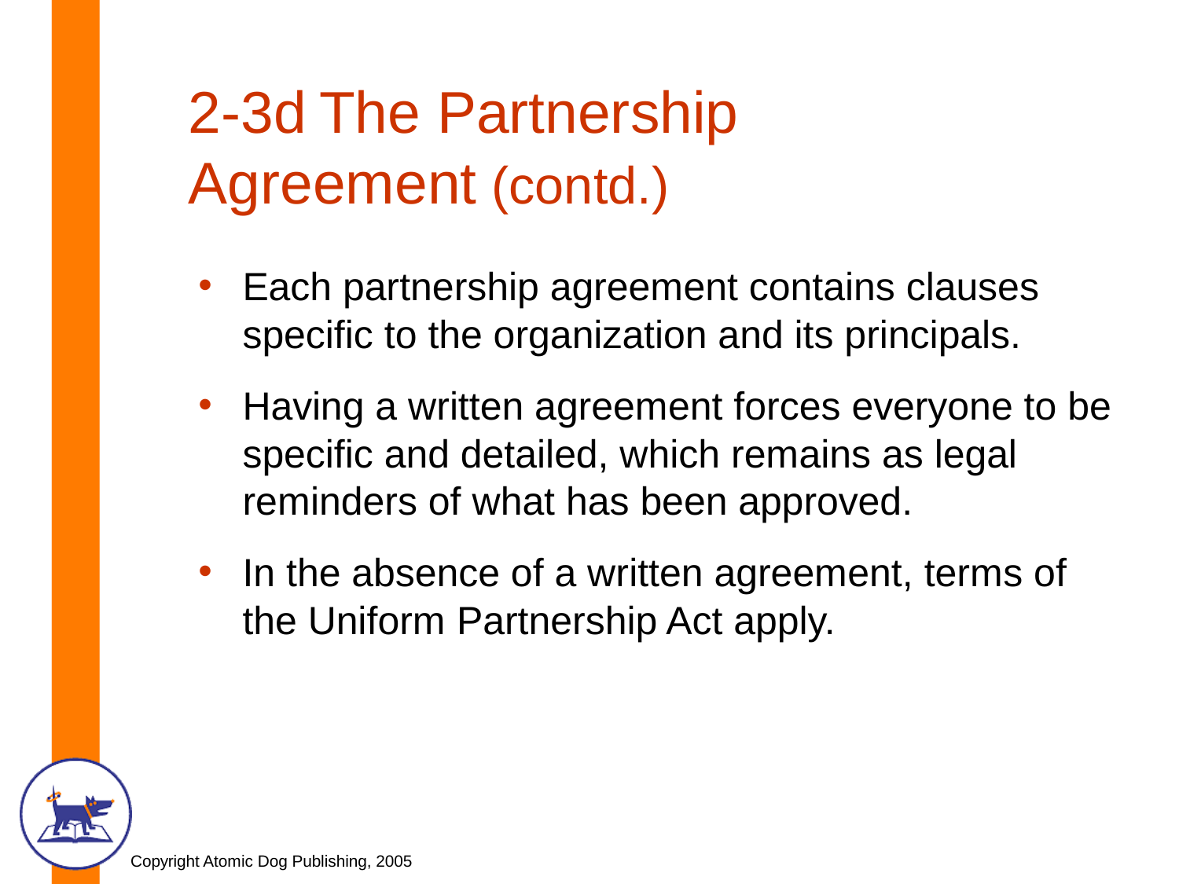# 2-3d The Partnership Agreement (contd.)

- Each partnership agreement contains clauses specific to the organization and its principals.
- Having a written agreement forces everyone to be specific and detailed, which remains as legal reminders of what has been approved.
- In the absence of a written agreement, terms of the Uniform Partnership Act apply.

Copyright Atomic Dog Publishing, 2005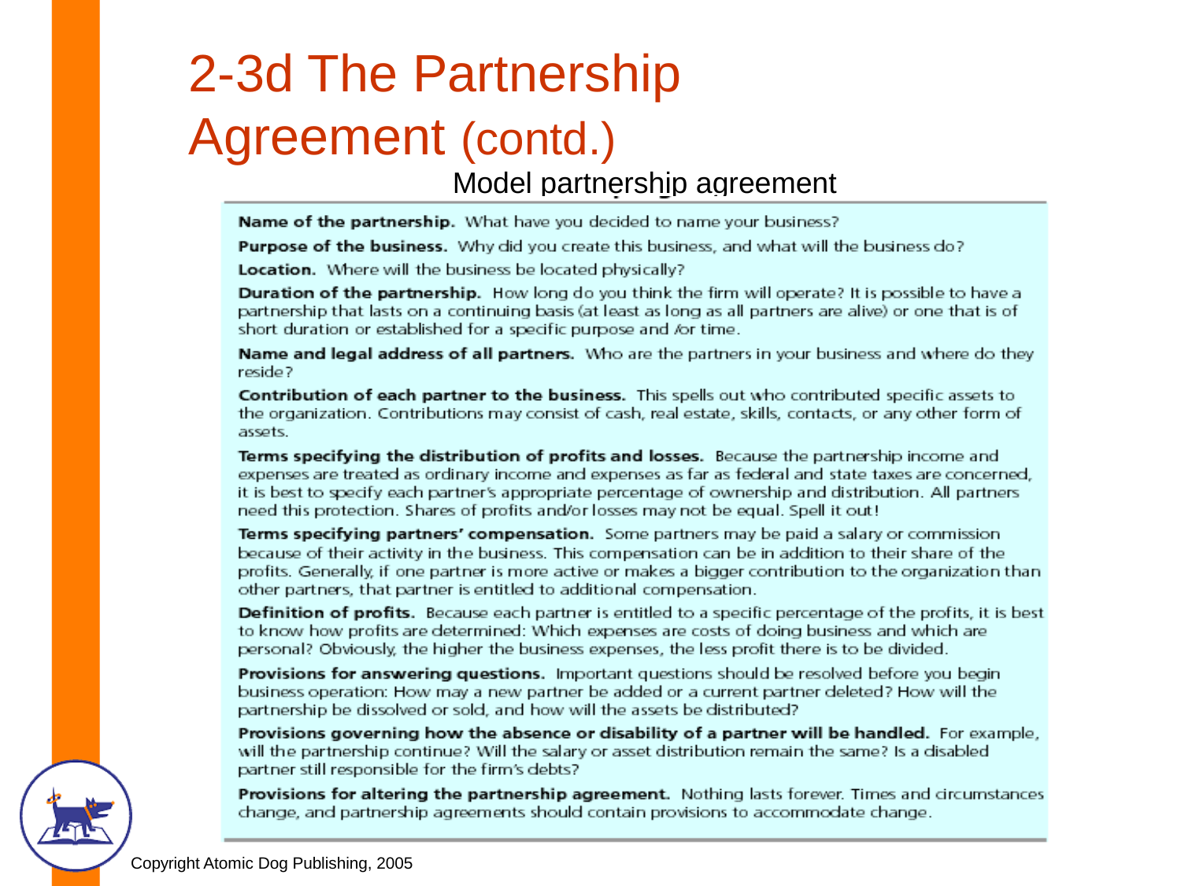# 2-3d The Partnership Agreement (contd.)

Model partnership agreement

**Name of the partnership.** What have you decided to name your business?

**Purpose of the business.** Why did you create this business, and what will the business do?

**Location.** Where will the business be located physically?

**Duration of the partnership.** How long do you think the firm will operate? It is possible to have a partnership that lasts on a continuing basis (at least as long as all partners are alive) or one that is of short duration or established for a specific purpose and /or time.

**Name and legal address of all partners.** Who are the partners in your business and where do they reside?

**Contribution of each partner to the business.** This spells out who contributed specific assets to the organization. Contributions may consist of cash, real estate, skills, contacts, or any other form of assets.

**Terms specifying the distribution of profits and losses.** Because the partnership income and expenses are treated as ordinary income and expenses as far as federal and state taxes are concerned, it is best to specify each partner's appropriate percentage of ownership and distribution. All partners need this protection. Shares of profits and/or losses may not be equal. Spell it out!

**Terms specifying partners' compensation.** Some partners may be paid a salary or commission because of their activity in the business. This compensation can be in addition to their share of the profits. Generally, if one partner is more active or makes a bigger contribution to the organization than other partners, that partner is entitled to additional compensation.

**Definition of profits.** Because each partner is entitled to a specific percentage of the profits, it is best to know how profits are determined: Which expenses are costs of doing business and which are personal? Obviously, the higher the business expenses, the less profit there is to be divided.

**Provisions for answering questions.** Important questions should be resolved before you begin business operation: How may a new partner be added or a current partner deleted? How will the partnership be dissolved or sold, and how will the assets be distributed?

**Provisions governing how the absence or disability of a partner will be handled.** For example, will the partnership continue? Will the salary or asset distribution remain the same? Is a disabled partner still responsible for the firm's debts?

**Provisions for altering the partnership agreement.** Nothing lasts forever. Times and circumstances change, and partnership agreements should contain provisions to accommodate change.

Copyright Atomic Dog Publishing, 2005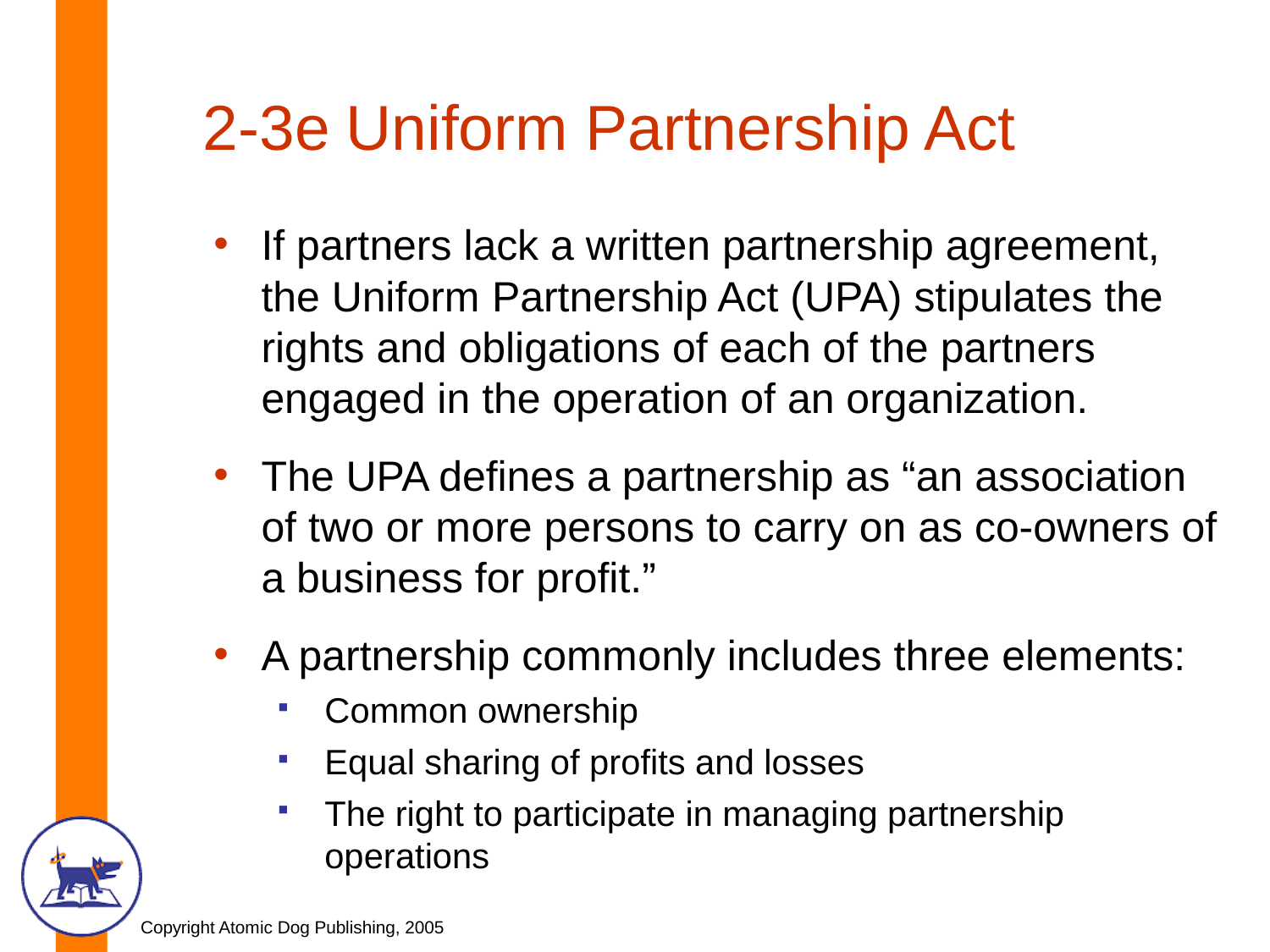# 2-3e Uniform Partnership Act

- If partners lack a written partnership agreement, the Uniform Partnership Act (UPA) stipulates the rights and obligations of each of the partners engaged in the operation of an organization.
- The UPA defines a partnership as “an association of two or more persons to carry on as co-owners of a business for profit.”
- A partnership commonly includes three elements:
  - Common ownership
  - Equal sharing of profits and losses
  - The right to participate in managing partnership operations

Copyright Atomic Dog Publishing, 2005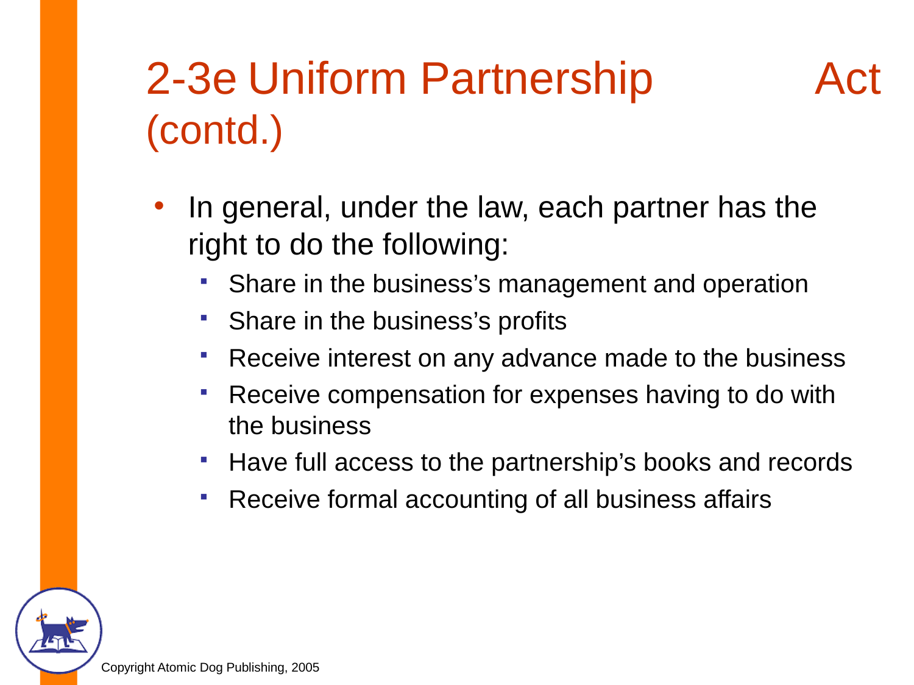# 2-3e Uniform Partnership Act (contd.)

- In general, under the law, each partner has the right to do the following:
  - Share in the business's management and operation
  - Share in the business's profits
  - Receive interest on any advance made to the business
  - Receive compensation for expenses having to do with the business
  - Have full access to the partnership's books and records
  - Receive formal accounting of all business affairs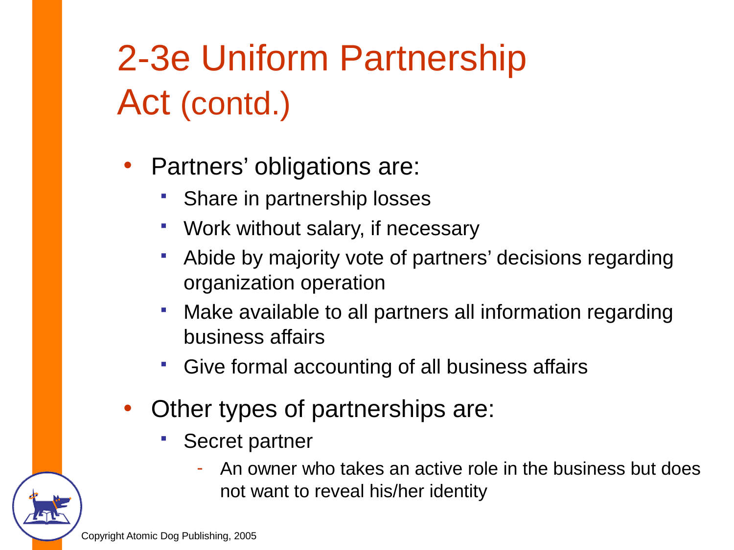# 2-3e Uniform Partnership Act (contd.)

- Partners' obligations are:
  - Share in partnership losses
  - Work without salary, if necessary
  - Abide by majority vote of partners' decisions regarding organization operation
  - Make available to all partners all information regarding business affairs
  - Give formal accounting of all business affairs
- Other types of partnerships are:
  - Secret partner
    - An owner who takes an active role in the business but does not want to reveal his/her identity

Copyright Atomic Dog Publishing, 2005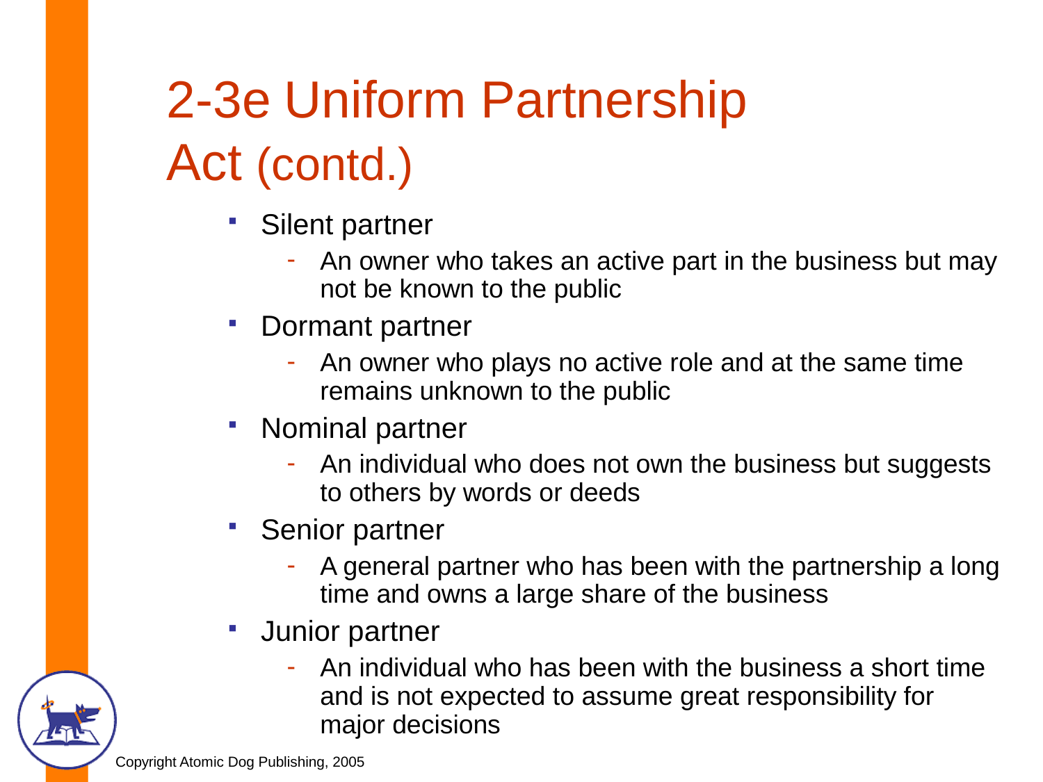# 2-3e Uniform Partnership Act (contd.)

- Silent partner
  - An owner who takes an active part in the business but may not be known to the public
- Dormant partner
  - An owner who plays no active role and at the same time remains unknown to the public
- Nominal partner
  - An individual who does not own the business but suggests to others by words or deeds
- Senior partner
  - A general partner who has been with the partnership a long time and owns a large share of the business
- Junior partner
  - An individual who has been with the business a short time and is not expected to assume great responsibility for major decisions

Copyright Atomic Dog Publishing, 2005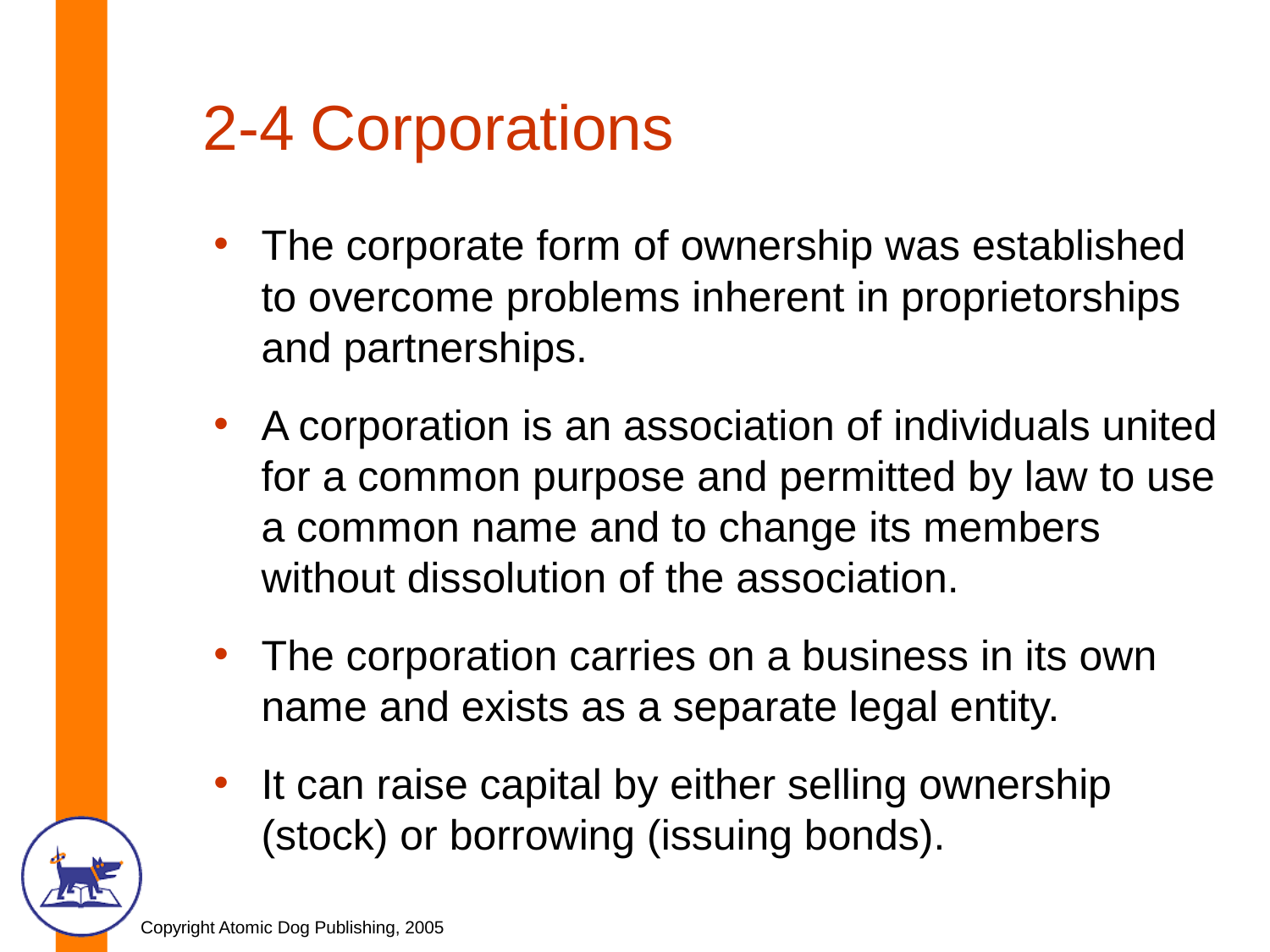# 2-4 Corporations

- The corporate form of ownership was established to overcome problems inherent in proprietorships and partnerships.
- A corporation is an association of individuals united for a common purpose and permitted by law to use a common name and to change its members without dissolution of the association.
- The corporation carries on a business in its own name and exists as a separate legal entity.
- It can raise capital by either selling ownership (stock) or borrowing (issuing bonds).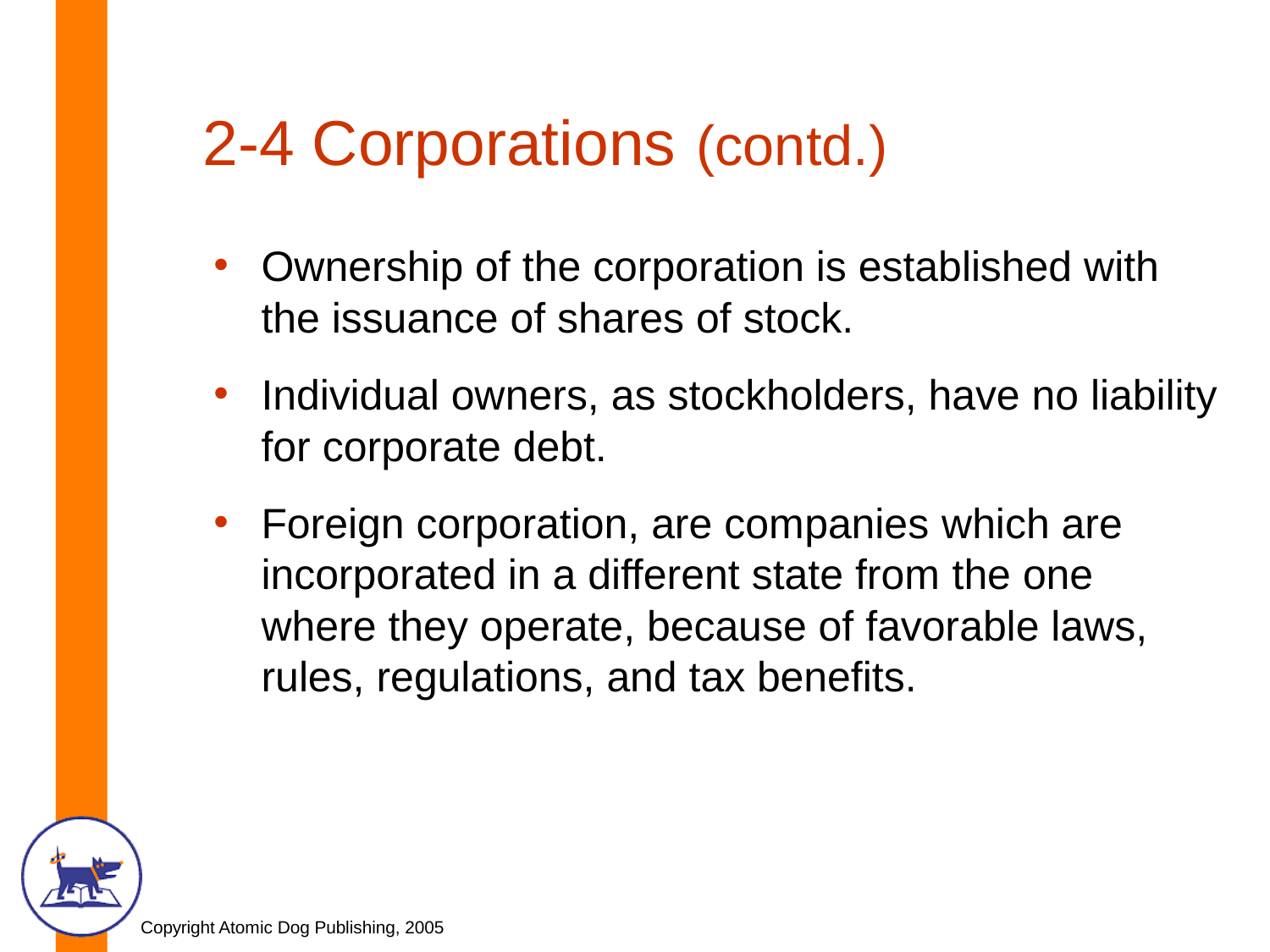# 2-4 Corporations (contd.)

- Ownership of the corporation is established with the issuance of shares of stock.
- Individual owners, as stockholders, have no liability for corporate debt.
- Foreign corporation, are companies which are incorporated in a different state from the one where they operate, because of favorable laws, rules, regulations, and tax benefits.

Copyright Atomic Dog Publishing, 2005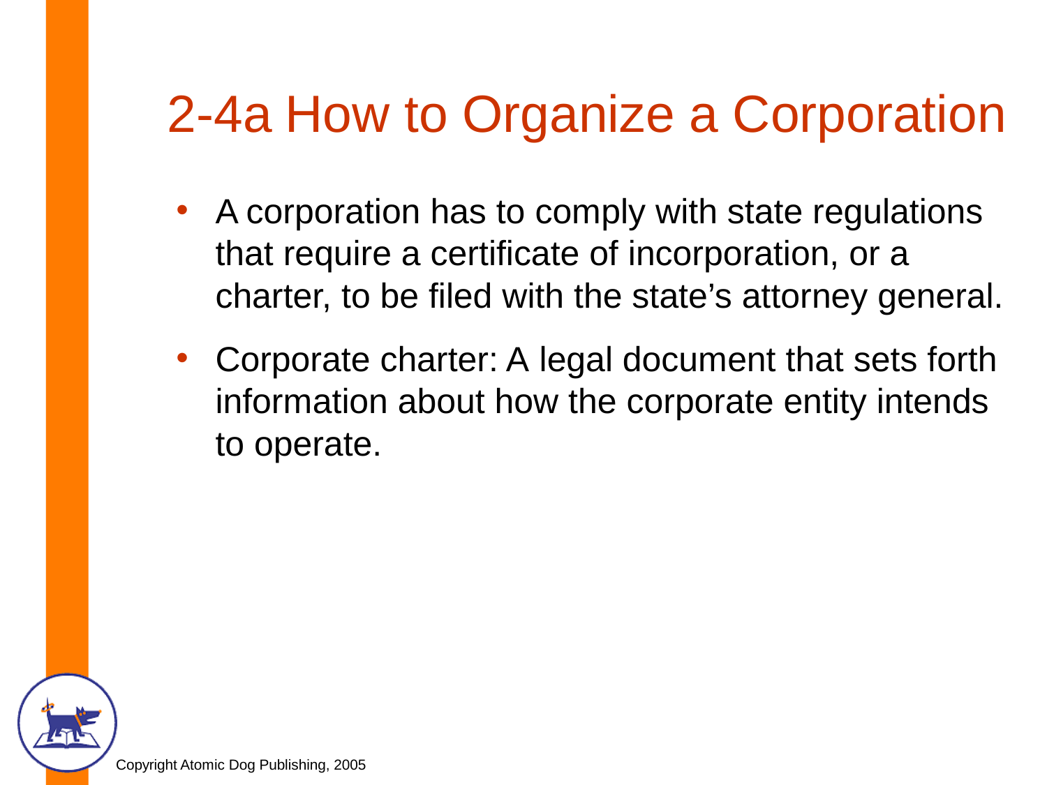# 2-4a How to Organize a Corporation

- A corporation has to comply with state regulations that require a certificate of incorporation, or a charter, to be filed with the state's attorney general.
- Corporate charter: A legal document that sets forth information about how the corporate entity intends to operate.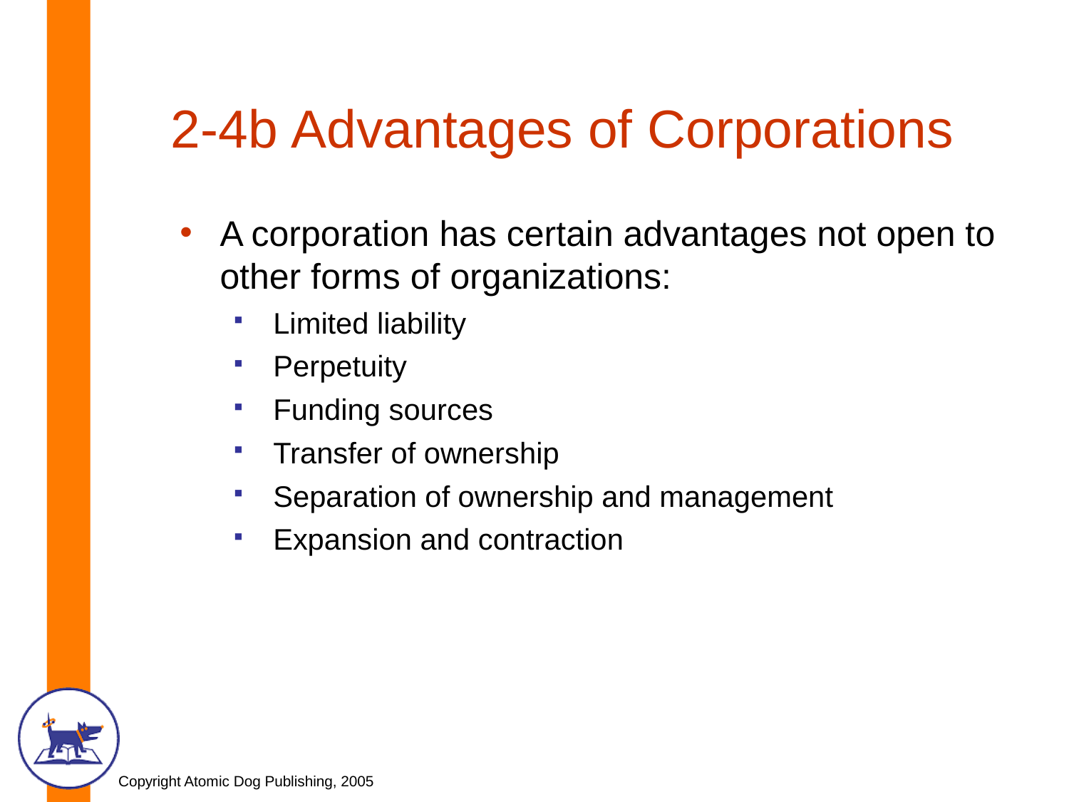# 2-4b Advantages of Corporations

- A corporation has certain advantages not open to other forms of organizations:
  - Limited liability
  - Perpetuity
  - Funding sources
  - Transfer of ownership
  - Separation of ownership and management
  - Expansion and contraction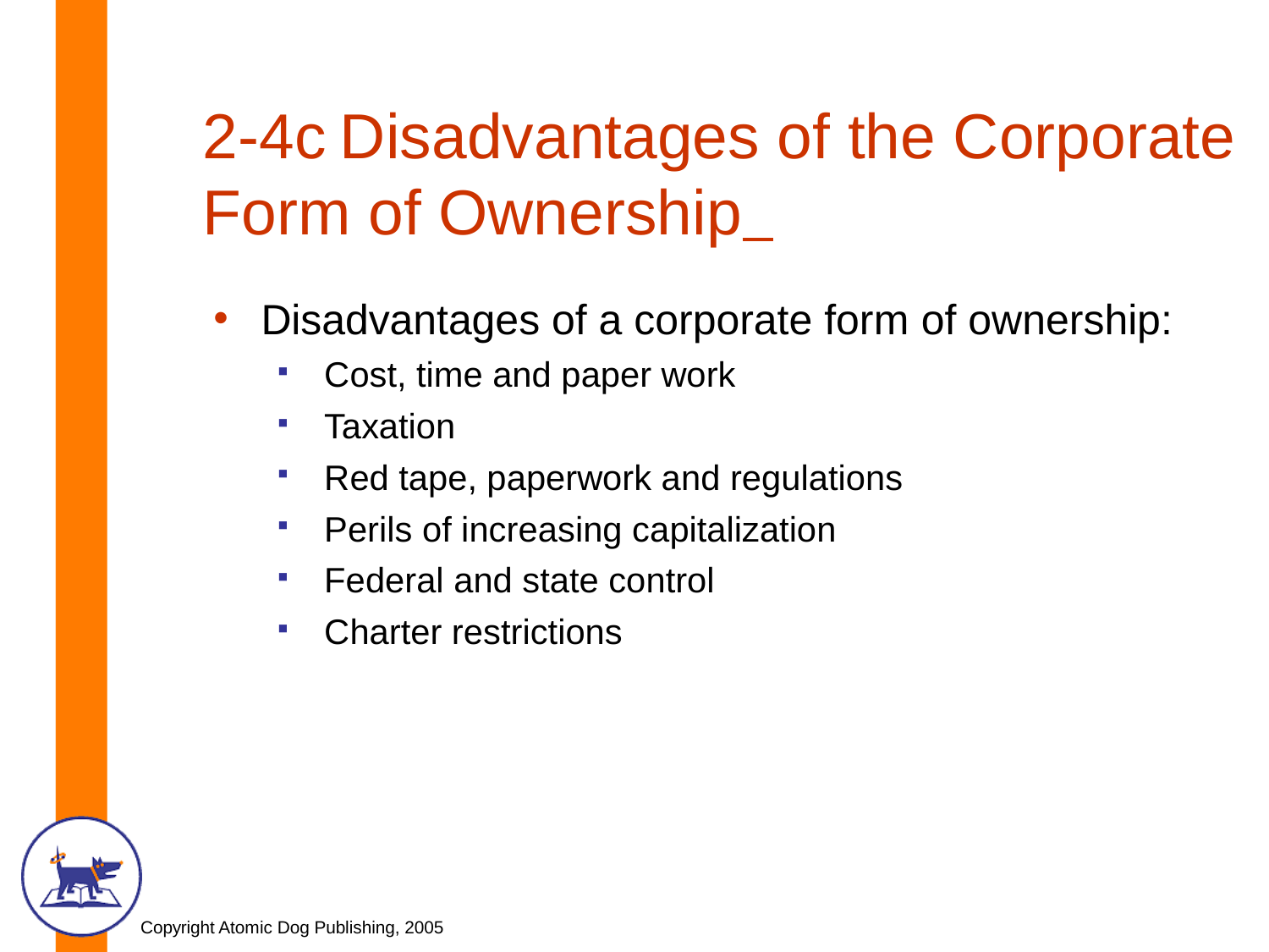# 2-4c Disadvantages of the Corporate Form of Ownership_

- Disadvantages of a corporate form of ownership:
  - Cost, time and paper work
  - Taxation
  - Red tape, paperwork and regulations
  - Perils of increasing capitalization
  - Federal and state control
  - Charter restrictions

Copyright Atomic Dog Publishing, 2005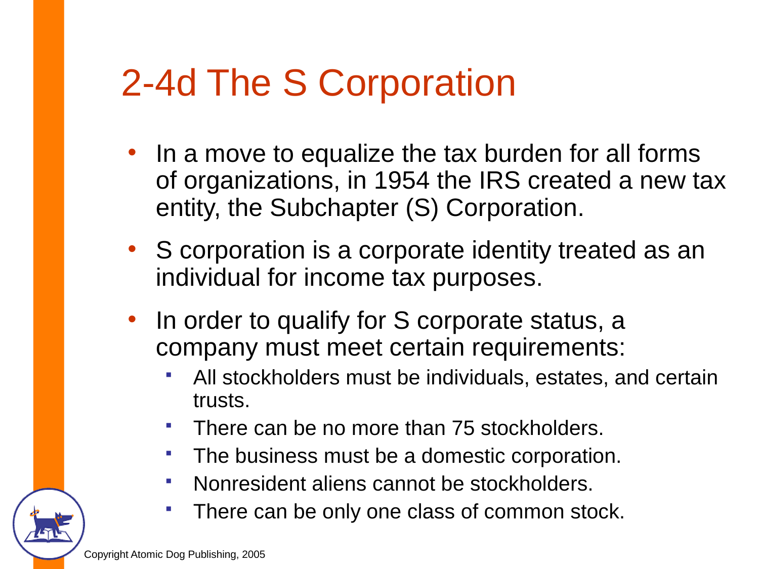# 2-4d The S Corporation

- In a move to equalize the tax burden for all forms of organizations, in 1954 the IRS created a new tax entity, the Subchapter (S) Corporation.
- S corporation is a corporate identity treated as an individual for income tax purposes.
- In order to qualify for S corporate status, a company must meet certain requirements:
  - All stockholders must be individuals, estates, and certain trusts.
  - There can be no more than 75 stockholders.
  - The business must be a domestic corporation.
  - Nonresident aliens cannot be stockholders.
  - There can be only one class of common stock.

Copyright Atomic Dog Publishing, 2005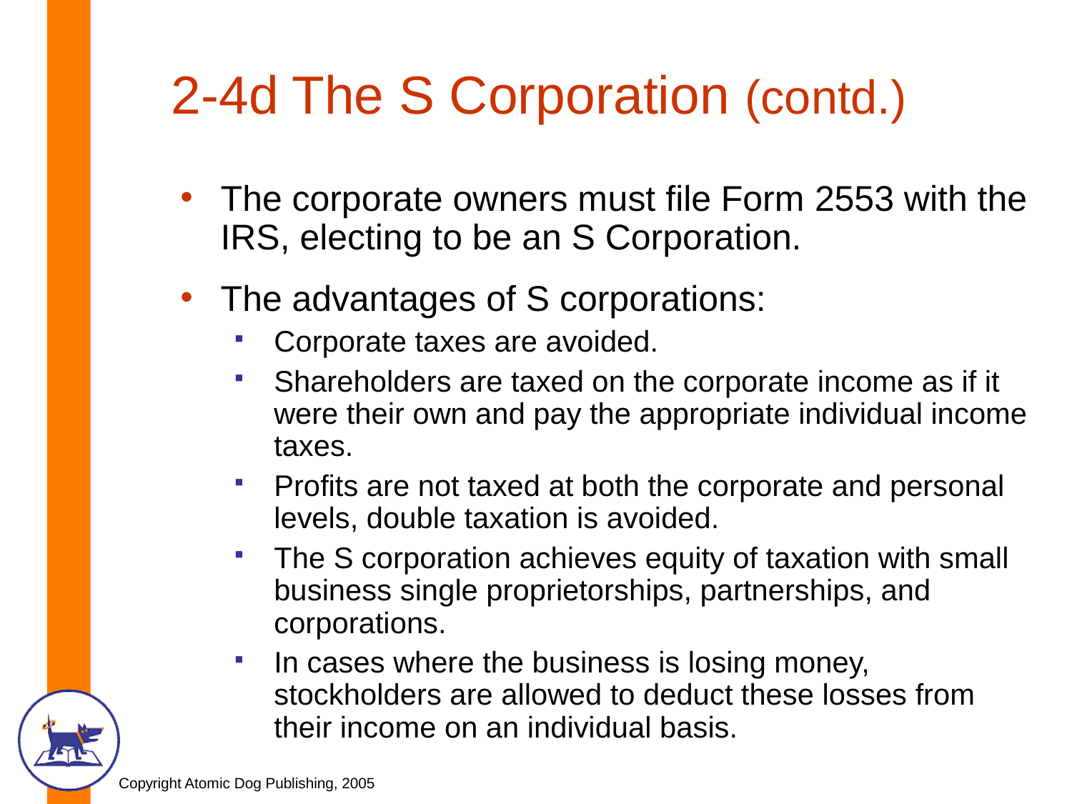# 2-4d The S Corporation (contd.)

- The corporate owners must file Form 2553 with the IRS, electing to be an S Corporation.
- The advantages of S corporations:
  - Corporate taxes are avoided.
  - Shareholders are taxed on the corporate income as if it were their own and pay the appropriate individual income taxes.
  - Profits are not taxed at both the corporate and personal levels, double taxation is avoided.
  - The S corporation achieves equity of taxation with small business single proprietorships, partnerships, and corporations.
  - In cases where the business is losing money, stockholders are allowed to deduct these losses from their income on an individual basis.

Copyright Atomic Dog Publishing, 2005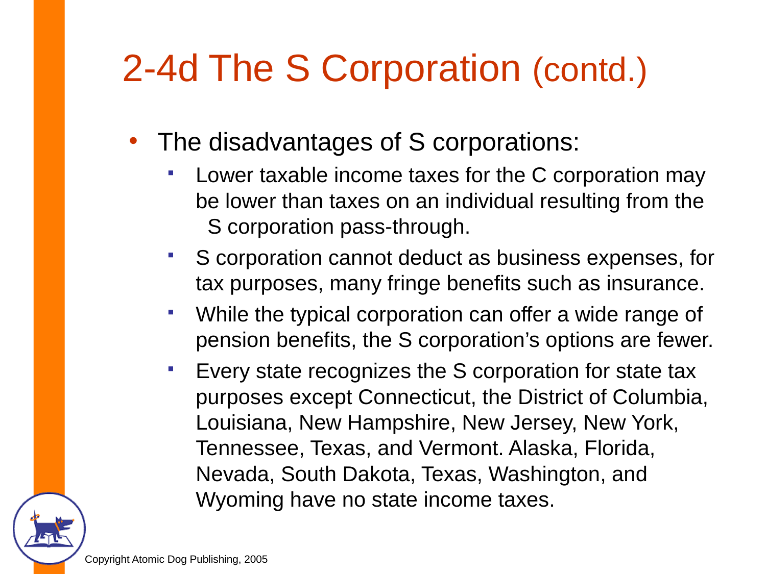# 2-4d The S Corporation (contd.)

- The disadvantages of S corporations:
  - Lower taxable income taxes for the C corporation may be lower than taxes on an individual resulting from the S corporation pass-through.
  - S corporation cannot deduct as business expenses, for tax purposes, many fringe benefits such as insurance.
  - While the typical corporation can offer a wide range of pension benefits, the S corporation's options are fewer.
  - Every state recognizes the S corporation for state tax purposes except Connecticut, the District of Columbia, Louisiana, New Hampshire, New Jersey, New York, Tennessee, Texas, and Vermont. Alaska, Florida, Nevada, South Dakota, Texas, Washington, and Wyoming have no state income taxes.

Copyright Atomic Dog Publishing, 2005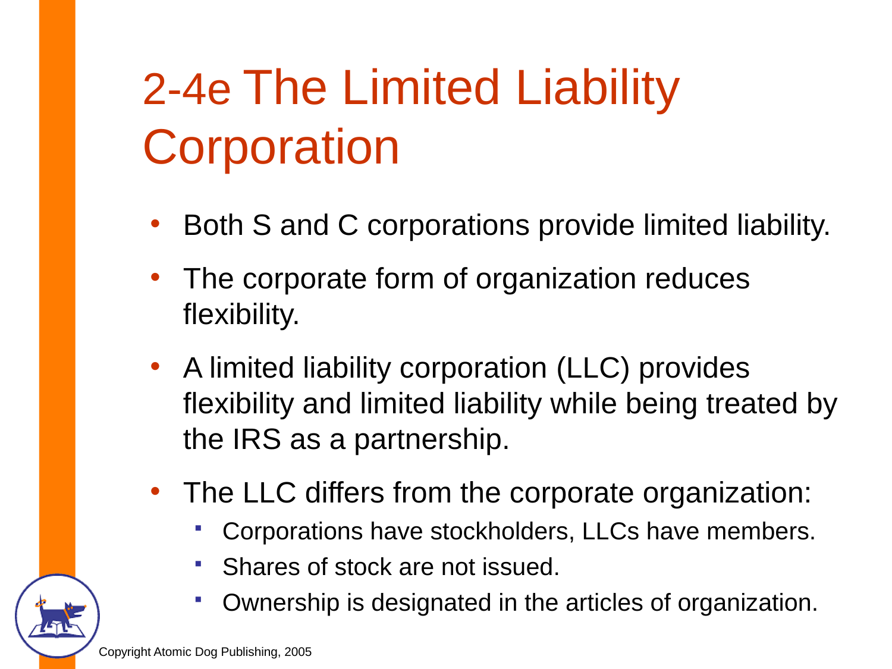# 2-4e The Limited Liability Corporation

- Both S and C corporations provide limited liability.
- The corporate form of organization reduces flexibility.
- A limited liability corporation (LLC) provides flexibility and limited liability while being treated by the IRS as a partnership.
- The LLC differs from the corporate organization:
  - Corporations have stockholders, LLCs have members.
  - Shares of stock are not issued.
  - Ownership is designated in the articles of organization.

Copyright Atomic Dog Publishing, 2005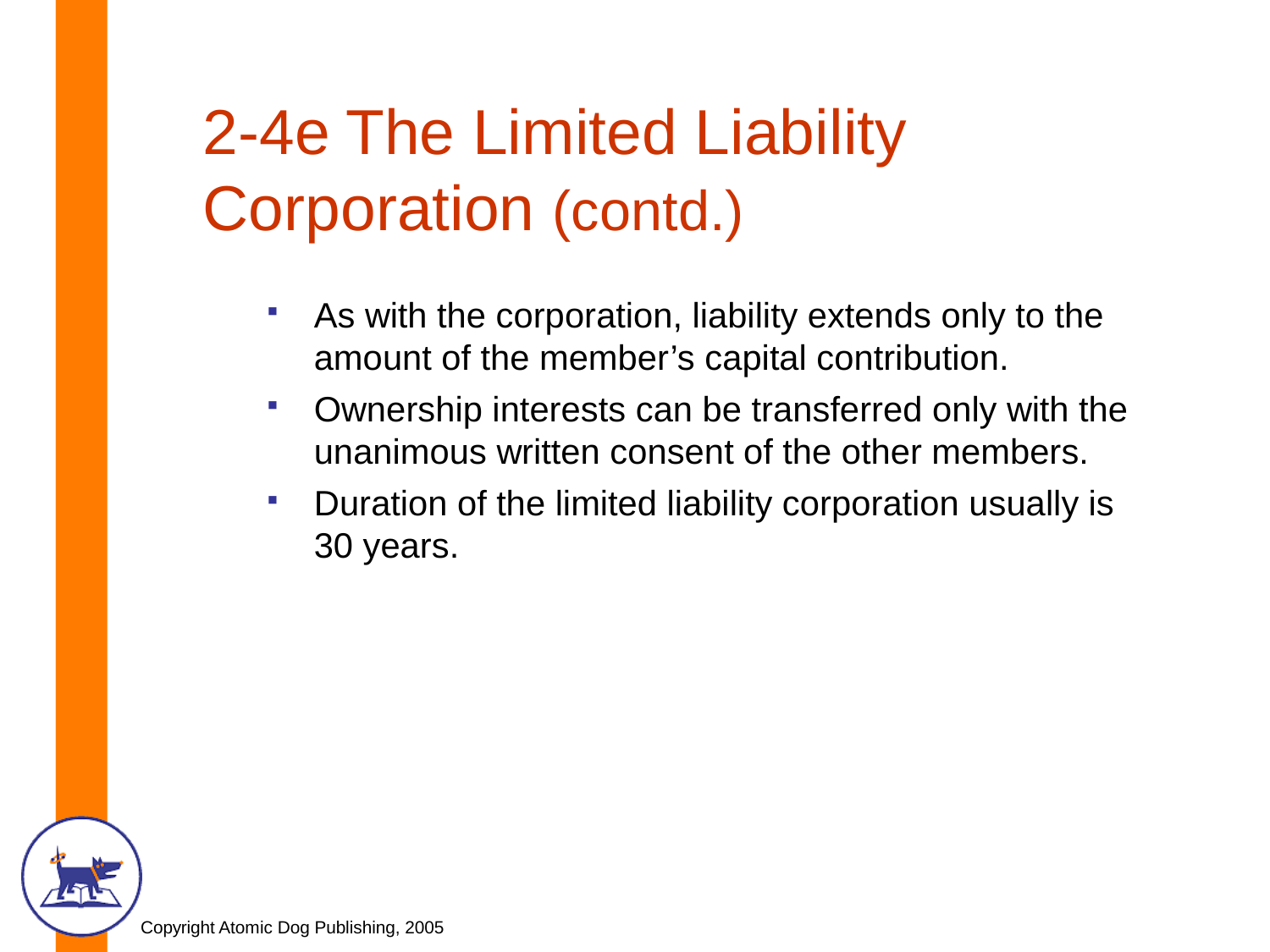# 2-4e The Limited Liability Corporation (contd.)

- As with the corporation, liability extends only to the amount of the member's capital contribution.
- Ownership interests can be transferred only with the unanimous written consent of the other members.
- Duration of the limited liability corporation usually is 30 years.

Copyright Atomic Dog Publishing, 2005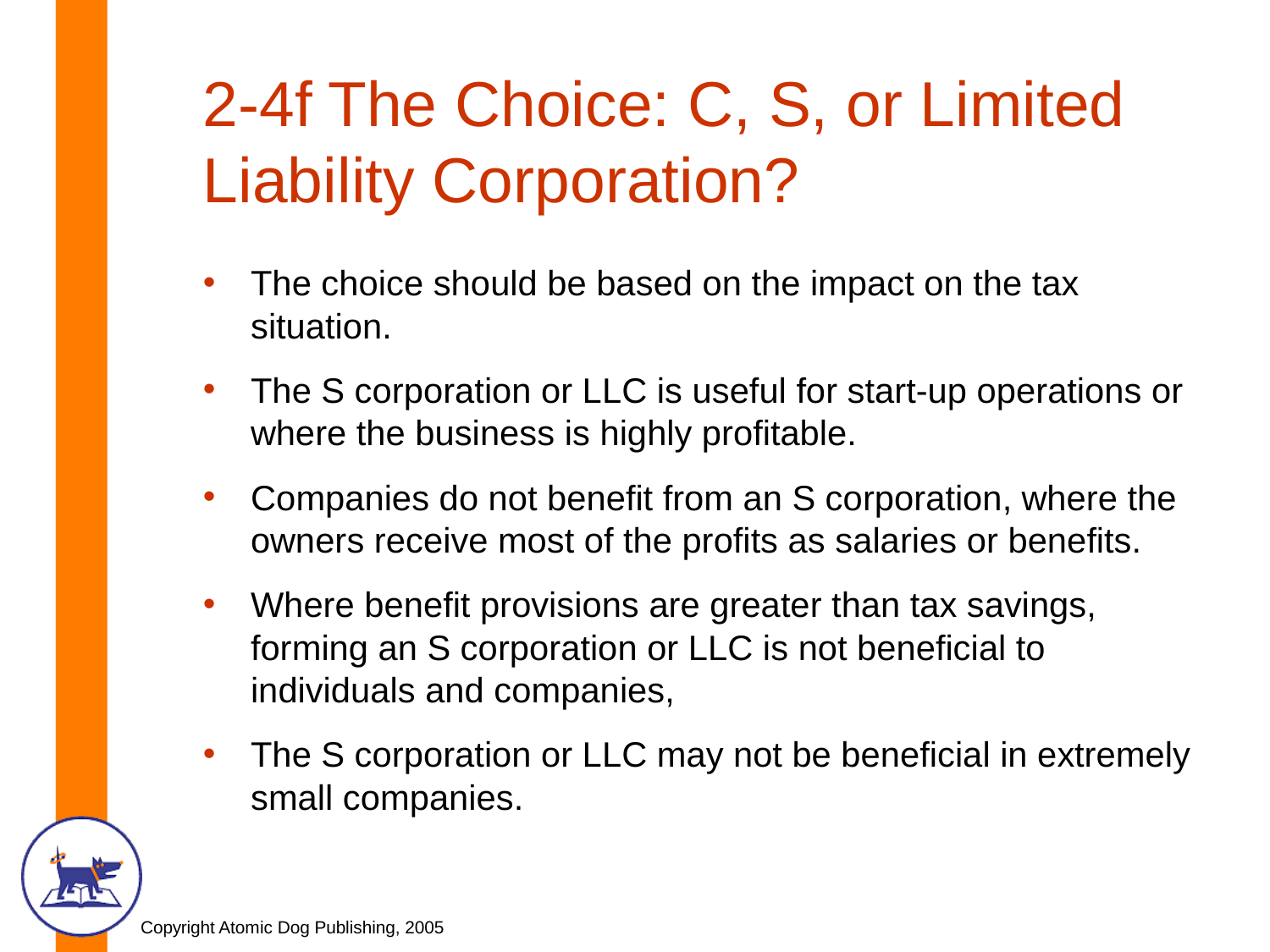# 2-4f The Choice: C, S, or Limited Liability Corporation?

- The choice should be based on the impact on the tax situation.
- The S corporation or LLC is useful for start-up operations or where the business is highly profitable.
- Companies do not benefit from an S corporation, where the owners receive most of the profits as salaries or benefits.
- Where benefit provisions are greater than tax savings, forming an S corporation or LLC is not beneficial to individuals and companies,
- The S corporation or LLC may not be beneficial in extremely small companies.

Copyright Atomic Dog Publishing, 2005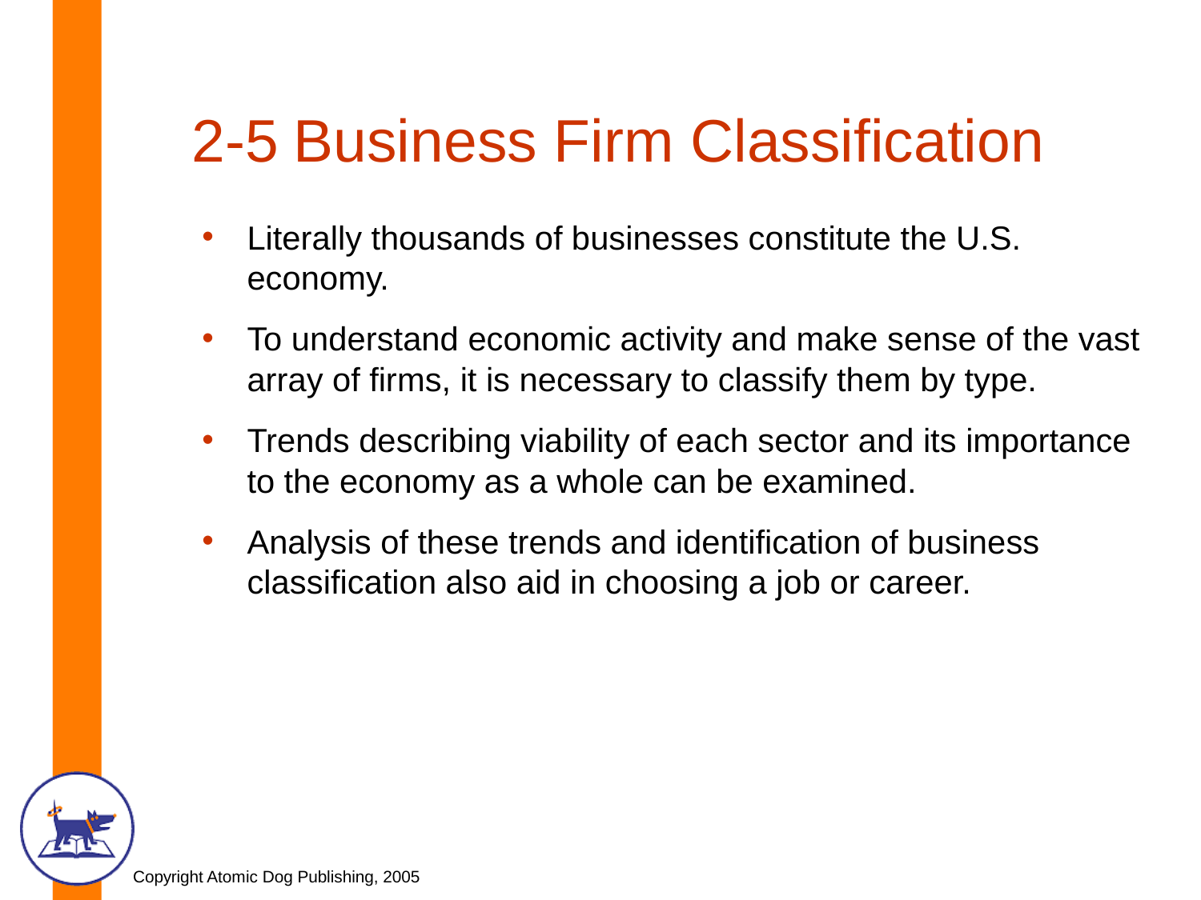# 2-5 Business Firm Classification

- Literally thousands of businesses constitute the U.S. economy.
- To understand economic activity and make sense of the vast array of firms, it is necessary to classify them by type.
- Trends describing viability of each sector and its importance to the economy as a whole can be examined.
- Analysis of these trends and identification of business classification also aid in choosing a job or career.

Copyright Atomic Dog Publishing, 2005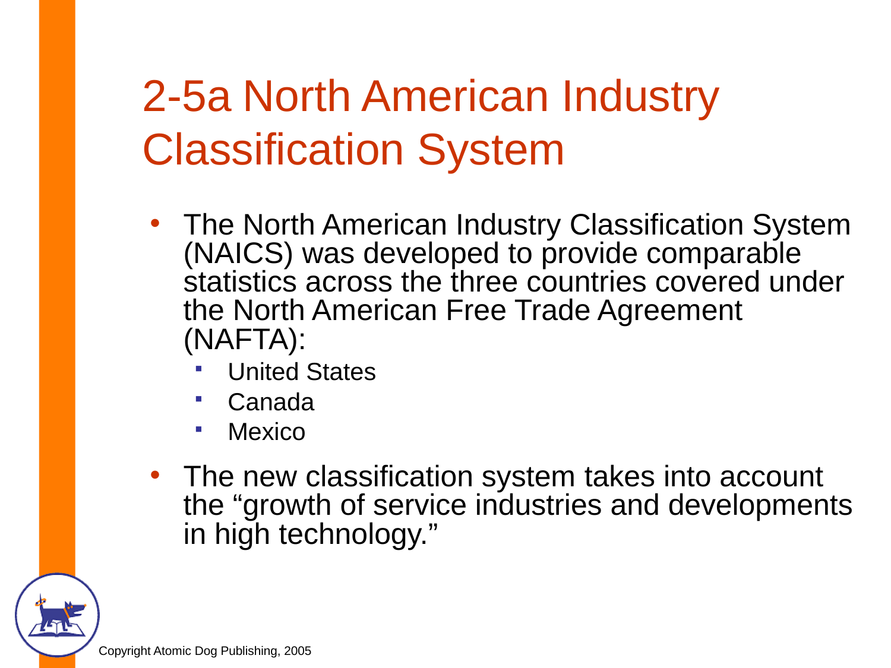# 2-5a North American Industry Classification System

- The North American Industry Classification System (NAICS) was developed to provide comparable statistics across the three countries covered under the North American Free Trade Agreement (NAFTA):
  - United States
  - Canada
  - Mexico
- The new classification system takes into account the “growth of service industries and developments in high technology.”

Copyright Atomic Dog Publishing, 2005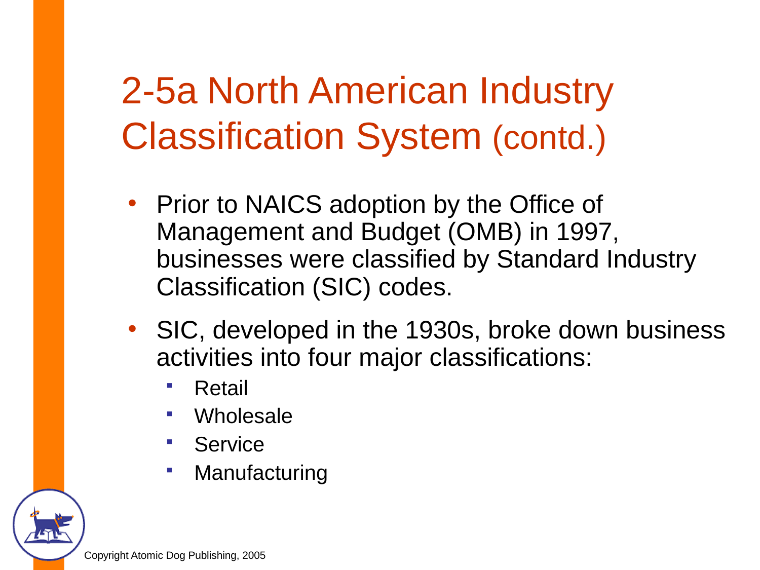# 2-5a North American Industry Classification System (contd.)

- Prior to NAICS adoption by the Office of Management and Budget (OMB) in 1997, businesses were classified by Standard Industry Classification (SIC) codes.
- SIC, developed in the 1930s, broke down business activities into four major classifications:
  - Retail
  - Wholesale
  - Service
  - Manufacturing

Copyright Atomic Dog Publishing, 2005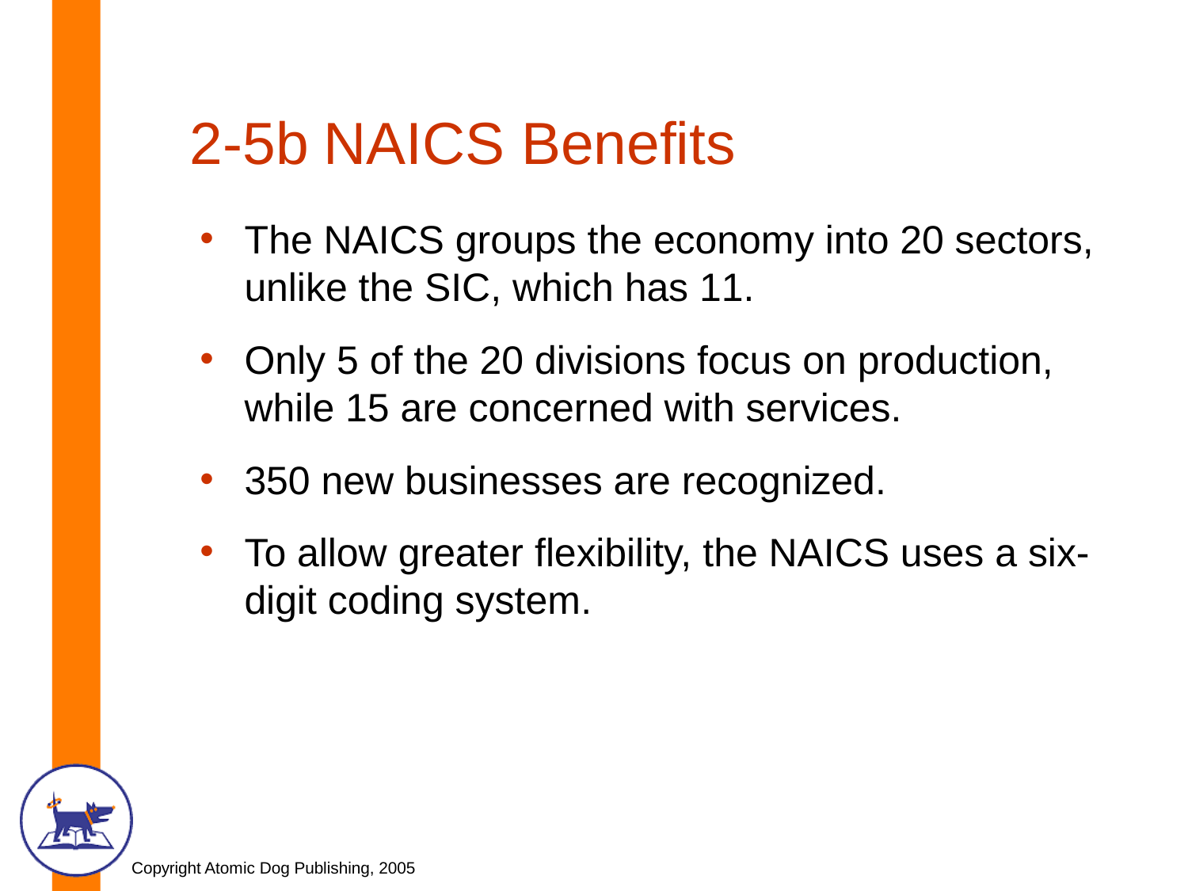# 2-5b NAICS Benefits

- The NAICS groups the economy into 20 sectors, unlike the SIC, which has 11.
- Only 5 of the 20 divisions focus on production, while 15 are concerned with services.
- 350 new businesses are recognized.
- To allow greater flexibility, the NAICS uses a six-digit coding system.

Copyright Atomic Dog Publishing, 2005